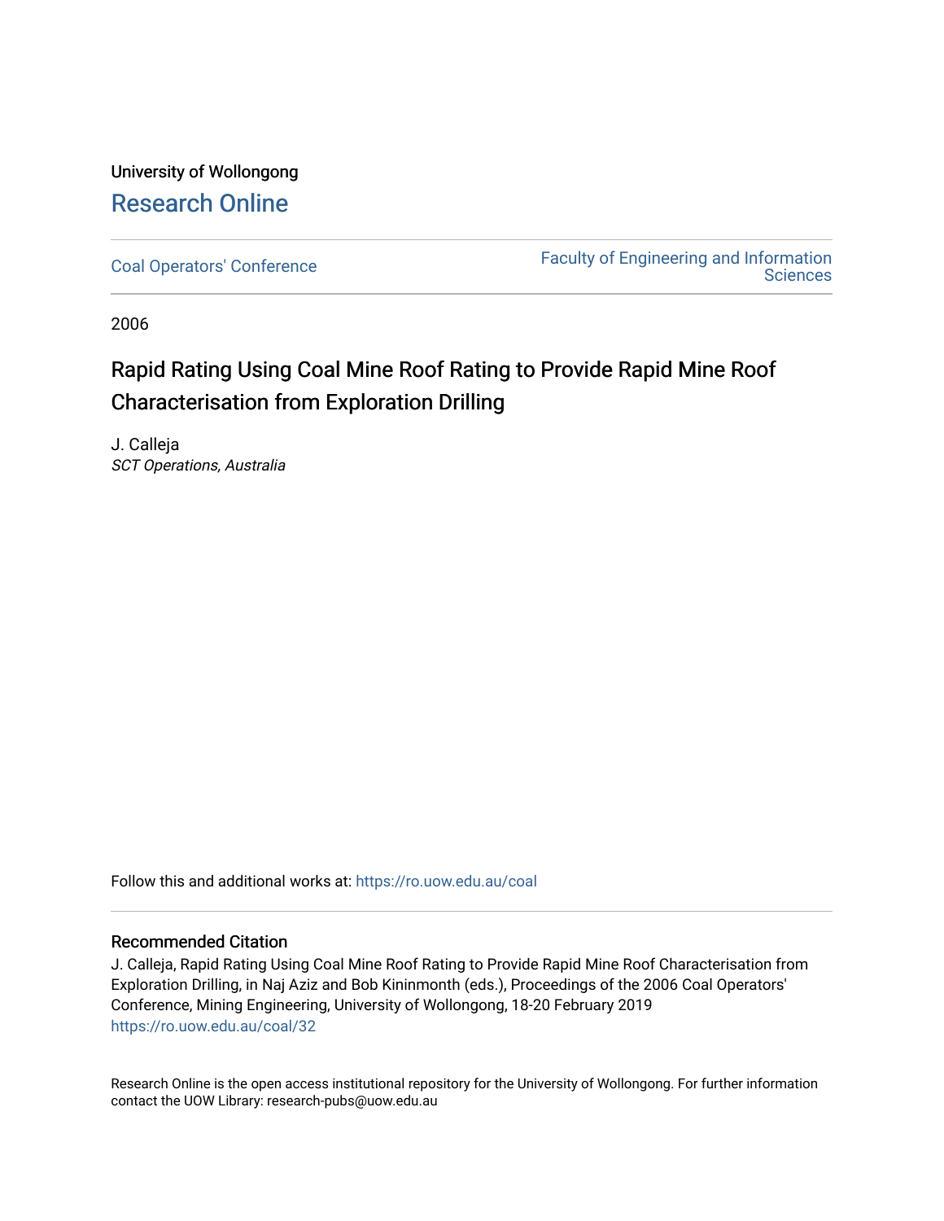University of Wollongong

# Research Online

Coal Operators' Conference

Faculty of Engineering and Information Sciences

2006

## Rapid Rating Using Coal Mine Roof Rating to Provide Rapid Mine Roof Characterisation from Exploration Drilling

J. Calleja
*SCT Operations, Australia*

Follow this and additional works at: https://ro.uow.edu.au/coal

### Recommended Citation

J. Calleja, Rapid Rating Using Coal Mine Roof Rating to Provide Rapid Mine Roof Characterisation from Exploration Drilling, in Naj Aziz and Bob Kininmonth (eds.), Proceedings of the 2006 Coal Operators' Conference, Mining Engineering, University of Wollongong, 18-20 February 2019
https://ro.uow.edu.au/coal/32

Research Online is the open access institutional repository for the University of Wollongong. For further information contact the UOW Library: research-pubs@uow.edu.au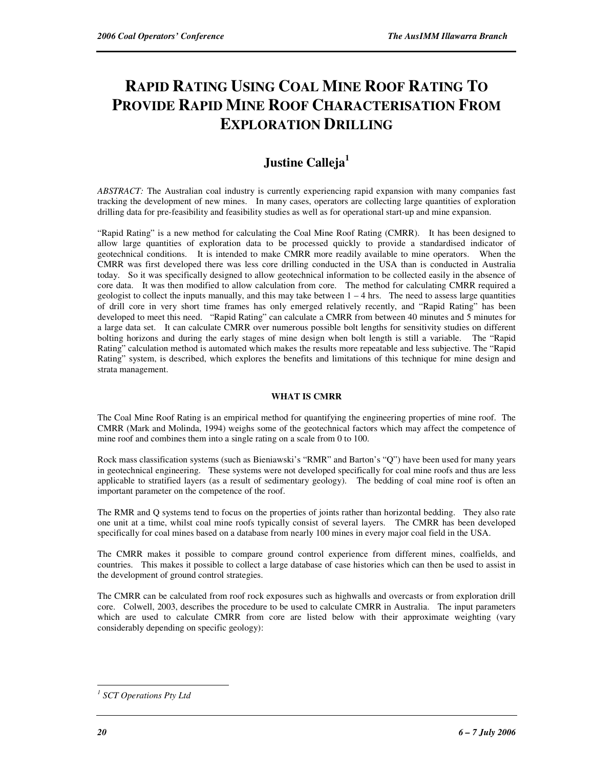# RAPID RATING USING COAL MINE ROOF RATING TO PROVIDE RAPID MINE ROOF CHARACTERISATION FROM EXPLORATION DRILLING

## Justine Calleja[1]

*ABSTRACT:* The Australian coal industry is currently experiencing rapid expansion with many companies fast tracking the development of new mines. In many cases, operators are collecting large quantities of exploration drilling data for pre-feasibility and feasibility studies as well as for operational start-up and mine expansion.

"Rapid Rating" is a new method for calculating the Coal Mine Roof Rating (CMRR). It has been designed to allow large quantities of exploration data to be processed quickly to provide a standardised indicator of geotechnical conditions. It is intended to make CMRR more readily available to mine operators. When the CMRR was first developed there was less core drilling conducted in the USA than is conducted in Australia today. So it was specifically designed to allow geotechnical information to be collected easily in the absence of core data. It was then modified to allow calculation from core. The method for calculating CMRR required a geologist to collect the inputs manually, and this may take between 1 – 4 hrs. The need to assess large quantities of drill core in very short time frames has only emerged relatively recently, and "Rapid Rating" has been developed to meet this need. "Rapid Rating" can calculate a CMRR from between 40 minutes and 5 minutes for a large data set. It can calculate CMRR over numerous possible bolt lengths for sensitivity studies on different bolting horizons and during the early stages of mine design when bolt length is still a variable. The "Rapid Rating" calculation method is automated which makes the results more repeatable and less subjective. The "Rapid Rating" system, is described, which explores the benefits and limitations of this technique for mine design and strata management.

### WHAT IS CMRR

The Coal Mine Roof Rating is an empirical method for quantifying the engineering properties of mine roof. The CMRR (Mark and Molinda, 1994) weighs some of the geotechnical factors which may affect the competence of mine roof and combines them into a single rating on a scale from 0 to 100.

Rock mass classification systems (such as Bieniawski's "RMR" and Barton's "Q") have been used for many years in geotechnical engineering. These systems were not developed specifically for coal mine roofs and thus are less applicable to stratified layers (as a result of sedimentary geology). The bedding of coal mine roof is often an important parameter on the competence of the roof.

The RMR and Q systems tend to focus on the properties of joints rather than horizontal bedding. They also rate one unit at a time, whilst coal mine roofs typically consist of several layers. The CMRR has been developed specifically for coal mines based on a database from nearly 100 mines in every major coal field in the USA.

The CMRR makes it possible to compare ground control experience from different mines, coalfields, and countries. This makes it possible to collect a large database of case histories which can then be used to assist in the development of ground control strategies.

The CMRR can be calculated from roof rock exposures such as highwalls and overcasts or from exploration drill core. Colwell, 2003, describes the procedure to be used to calculate CMRR in Australia. The input parameters which are used to calculate CMRR from core are listed below with their approximate weighting (vary considerably depending on specific geology):

---

[1] *SCT Operations Pty Ltd*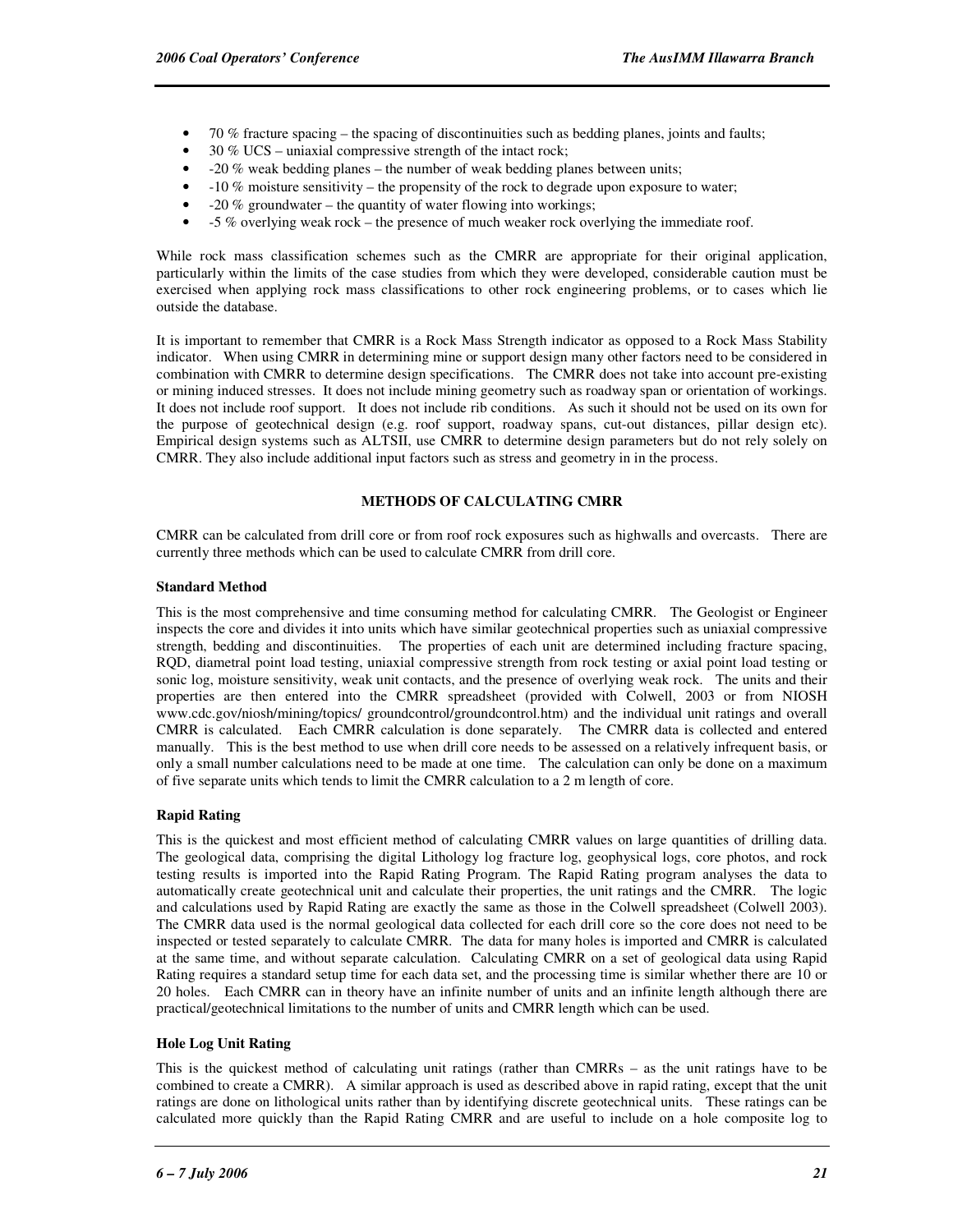- 70 % fracture spacing – the spacing of discontinuities such as bedding planes, joints and faults;
- 30 % UCS – uniaxial compressive strength of the intact rock;
- -20 % weak bedding planes – the number of weak bedding planes between units;
- -10 % moisture sensitivity – the propensity of the rock to degrade upon exposure to water;
- -20 % groundwater – the quantity of water flowing into workings;
- -5 % overlying weak rock – the presence of much weaker rock overlying the immediate roof.

While rock mass classification schemes such as the CMRR are appropriate for their original application, particularly within the limits of the case studies from which they were developed, considerable caution must be exercised when applying rock mass classifications to other rock engineering problems, or to cases which lie outside the database.

It is important to remember that CMRR is a Rock Mass Strength indicator as opposed to a Rock Mass Stability indicator. When using CMRR in determining mine or support design many other factors need to be considered in combination with CMRR to determine design specifications. The CMRR does not take into account pre-existing or mining induced stresses. It does not include mining geometry such as roadway span or orientation of workings. It does not include roof support. It does not include rib conditions. As such it should not be used on its own for the purpose of geotechnical design (e.g. roof support, roadway spans, cut-out distances, pillar design etc). Empirical design systems such as ALTSII, use CMRR to determine design parameters but do not rely solely on CMRR. They also include additional input factors such as stress and geometry in in the process.

## METHODS OF CALCULATING CMRR

CMRR can be calculated from drill core or from roof rock exposures such as highwalls and overcasts. There are currently three methods which can be used to calculate CMRR from drill core.

### Standard Method

This is the most comprehensive and time consuming method for calculating CMRR. The Geologist or Engineer inspects the core and divides it into units which have similar geotechnical properties such as uniaxial compressive strength, bedding and discontinuities. The properties of each unit are determined including fracture spacing, RQD, diametral point load testing, uniaxial compressive strength from rock testing or axial point load testing or sonic log, moisture sensitivity, weak unit contacts, and the presence of overlying weak rock. The units and their properties are then entered into the CMRR spreadsheet (provided with Colwell, 2003 or from NIOSH www.cdc.gov/niosh/mining/topics/ groundcontrol/groundcontrol.htm) and the individual unit ratings and overall CMRR is calculated. Each CMRR calculation is done separately. The CMRR data is collected and entered manually. This is the best method to use when drill core needs to be assessed on a relatively infrequent basis, or only a small number calculations need to be made at one time. The calculation can only be done on a maximum of five separate units which tends to limit the CMRR calculation to a 2 m length of core.

### Rapid Rating

This is the quickest and most efficient method of calculating CMRR values on large quantities of drilling data. The geological data, comprising the digital Lithology log fracture log, geophysical logs, core photos, and rock testing results is imported into the Rapid Rating Program. The Rapid Rating program analyses the data to automatically create geotechnical unit and calculate their properties, the unit ratings and the CMRR. The logic and calculations used by Rapid Rating are exactly the same as those in the Colwell spreadsheet (Colwell 2003). The CMRR data used is the normal geological data collected for each drill core so the core does not need to be inspected or tested separately to calculate CMRR. The data for many holes is imported and CMRR is calculated at the same time, and without separate calculation. Calculating CMRR on a set of geological data using Rapid Rating requires a standard setup time for each data set, and the processing time is similar whether there are 10 or 20 holes. Each CMRR can in theory have an infinite number of units and an infinite length although there are practical/geotechnical limitations to the number of units and CMRR length which can be used.

### Hole Log Unit Rating

This is the quickest method of calculating unit ratings (rather than CMRRs – as the unit ratings have to be combined to create a CMRR). A similar approach is used as described above in rapid rating, except that the unit ratings are done on lithological units rather than by identifying discrete geotechnical units. These ratings can be calculated more quickly than the Rapid Rating CMRR and are useful to include on a hole composite log to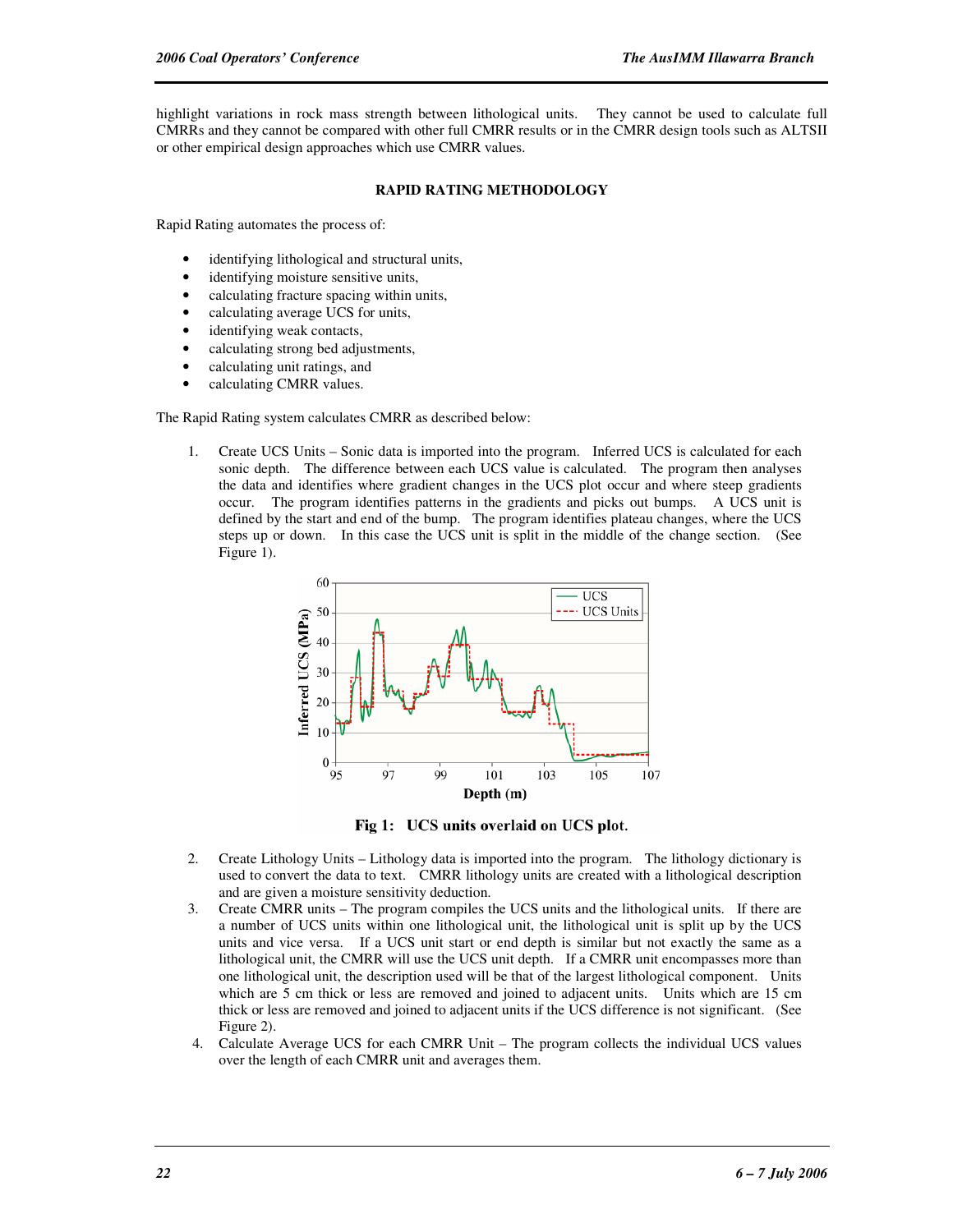highlight variations in rock mass strength between lithological units. They cannot be used to calculate full CMRRs and they cannot be compared with other full CMRR results or in the CMRR design tools such as ALTSII or other empirical design approaches which use CMRR values.

## RAPID RATING METHODOLOGY

Rapid Rating automates the process of:

- identifying lithological and structural units,
- identifying moisture sensitive units,
- calculating fracture spacing within units,
- calculating average UCS for units,
- identifying weak contacts,
- calculating strong bed adjustments,
- calculating unit ratings, and
- calculating CMRR values.

The Rapid Rating system calculates CMRR as described below:

1. Create UCS Units – Sonic data is imported into the program. Inferred UCS is calculated for each sonic depth. The difference between each UCS value is calculated. The program then analyses the data and identifies where gradient changes in the UCS plot occur and where steep gradients occur. The program identifies patterns in the gradients and picks out bumps. A UCS unit is defined by the start and end of the bump. The program identifies plateau changes, where the UCS steps up or down. In this case the UCS unit is split in the middle of the change section. (See Figure 1).

**Fig 1: UCS units overlaid on UCS plot.**

2. Create Lithology Units – Lithology data is imported into the program. The lithology dictionary is used to convert the data to text. CMRR lithology units are created with a lithological description and are given a moisture sensitivity deduction.
3. Create CMRR units – The program compiles the UCS units and the lithological units. If there are a number of UCS units within one lithological unit, the lithological unit is split up by the UCS units and vice versa. If a UCS unit start or end depth is similar but not exactly the same as a lithological unit, the CMRR will use the UCS unit depth. If a CMRR unit encompasses more than one lithological unit, the description used will be that of the largest lithological component. Units which are 5 cm thick or less are removed and joined to adjacent units. Units which are 15 cm thick or less are removed and joined to adjacent units if the UCS difference is not significant. (See Figure 2).
4. Calculate Average UCS for each CMRR Unit – The program collects the individual UCS values over the length of each CMRR unit and averages them.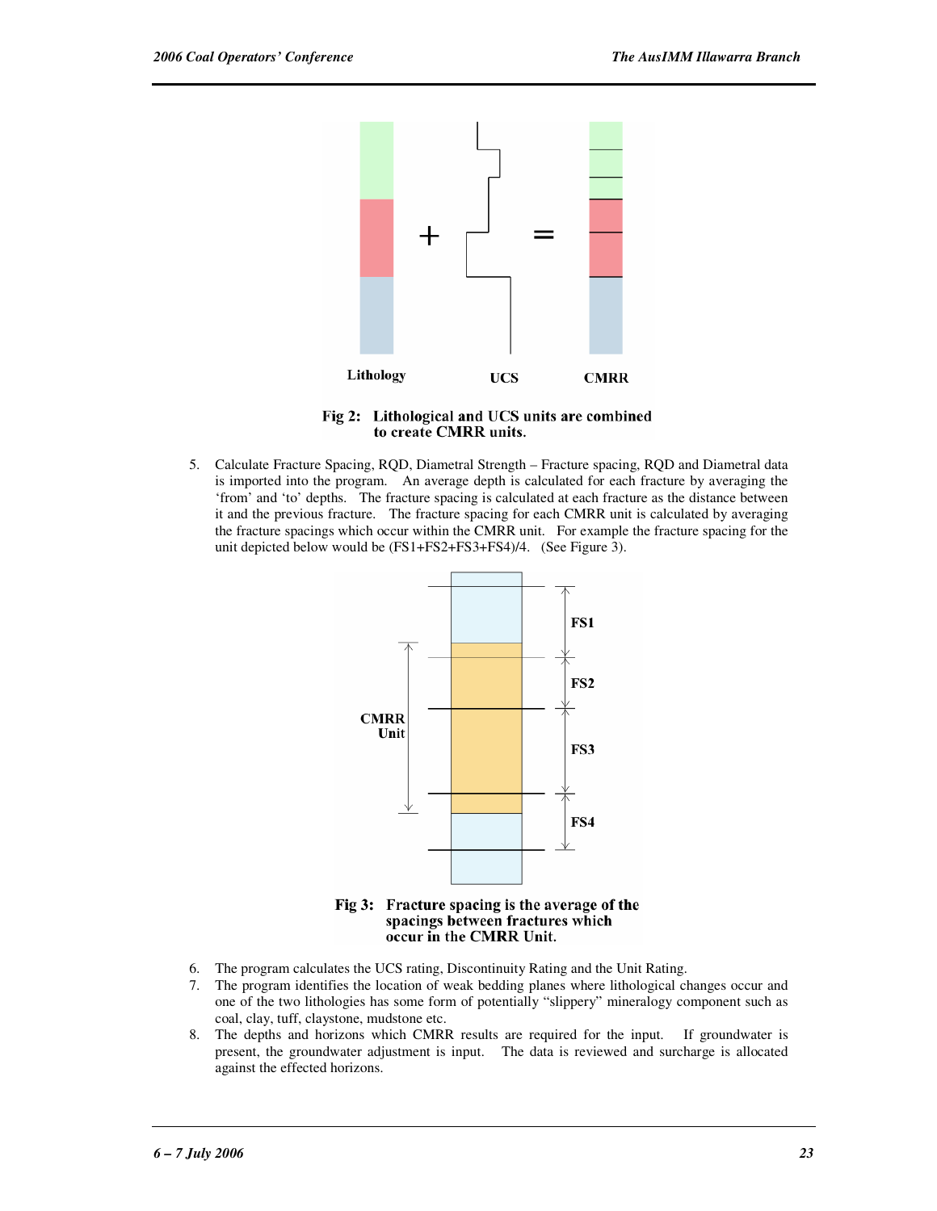Fig 2: Lithological and UCS units are combined to create CMRR units.

5. Calculate Fracture Spacing, RQD, Diametral Strength – Fracture spacing, RQD and Diametral data is imported into the program. An average depth is calculated for each fracture by averaging the 'from' and 'to' depths. The fracture spacing is calculated at each fracture as the distance between it and the previous fracture. The fracture spacing for each CMRR unit is calculated by averaging the fracture spacings which occur within the CMRR unit. For example the fracture spacing for the unit depicted below would be (FS1+FS2+FS3+FS4)/4. (See Figure 3).

Fig 3: Fracture spacing is the average of the spacings between fractures which occur in the CMRR Unit.

6. The program calculates the UCS rating, Discontinuity Rating and the Unit Rating.
7. The program identifies the location of weak bedding planes where lithological changes occur and one of the two lithologies has some form of potentially "slippery" mineralogy component such as coal, clay, tuff, claystone, mudstone etc.
8. The depths and horizons which CMRR results are required for the input. If groundwater is present, the groundwater adjustment is input. The data is reviewed and surcharge is allocated against the effected horizons.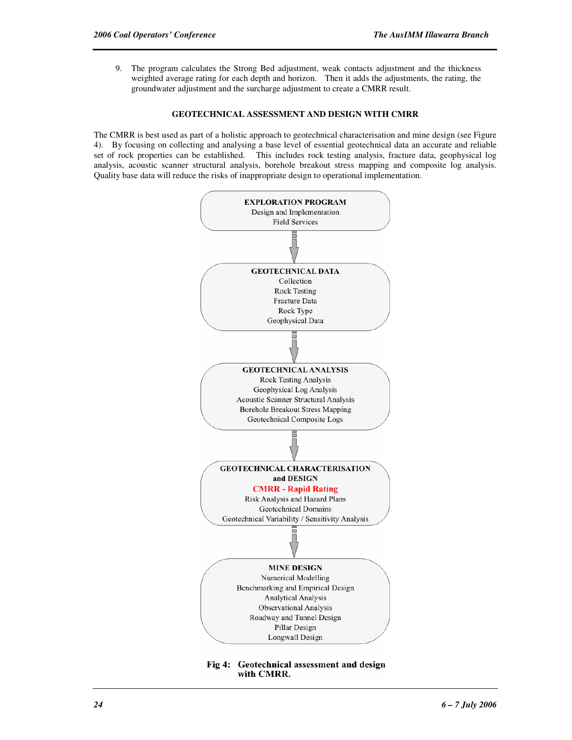9. The program calculates the Strong Bed adjustment, weak contacts adjustment and the thickness weighted average rating for each depth and horizon. Then it adds the adjustments, the rating, the groundwater adjustment and the surcharge adjustment to create a CMRR result.

## GEOTECHNICAL ASSESSMENT AND DESIGN WITH CMRR

The CMRR is best used as part of a holistic approach to geotechnical characterisation and mine design (see Figure 4). By focusing on collecting and analysing a base level of essential geotechnical data an accurate and reliable set of rock properties can be established. This includes rock testing analysis, fracture data, geophysical log analysis, acoustic scanner structural analysis, borehole breakout stress mapping and composite log analysis. Quality base data will reduce the risks of inappropriate design to operational implementation.

**EXPLORATION PROGRAM**
Design and Implementation
Field Services

↓

**GEOTECHNICAL DATA**
Collection
Rock Testing
Fracture Data
Rock Type
Geophysical Data

↓

**GEOTECHNICAL ANALYSIS**
Rock Testing Analysis
Geophysical Log Analysis
Acoustic Scanner Structural Analysis
Borehole Breakout Stress Mapping
Geotechnical Composite Logs

↓

**GEOTECHNICAL CHARACTERISATION and DESIGN**
**CMRR - Rapid Rating**
Risk Analysis and Hazard Plans
Geotechnical Domains
Geotechnical Variability / Sensitivity Analysis

↓

**MINE DESIGN**
Numerical Modelling
Benchmarking and Empirical Design
Analytical Analysis
Observational Analysis
Roadway and Tunnel Design
Pillar Design
Longwall Design

**Fig 4: Geotechnical assessment and design with CMRR.**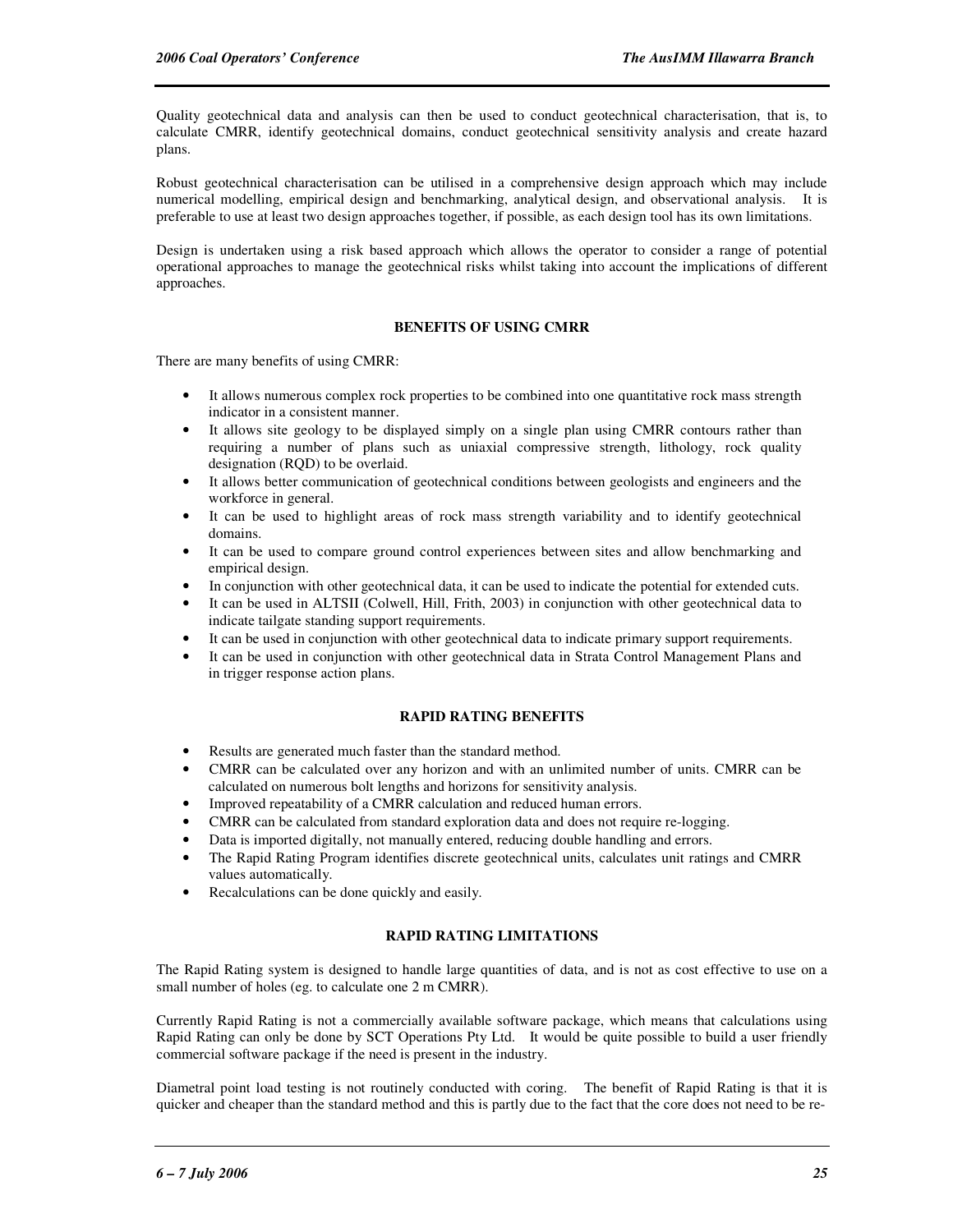Quality geotechnical data and analysis can then be used to conduct geotechnical characterisation, that is, to calculate CMRR, identify geotechnical domains, conduct geotechnical sensitivity analysis and create hazard plans.

Robust geotechnical characterisation can be utilised in a comprehensive design approach which may include numerical modelling, empirical design and benchmarking, analytical design, and observational analysis. It is preferable to use at least two design approaches together, if possible, as each design tool has its own limitations.

Design is undertaken using a risk based approach which allows the operator to consider a range of potential operational approaches to manage the geotechnical risks whilst taking into account the implications of different approaches.

## BENEFITS OF USING CMRR

There are many benefits of using CMRR:

- It allows numerous complex rock properties to be combined into one quantitative rock mass strength indicator in a consistent manner.
- It allows site geology to be displayed simply on a single plan using CMRR contours rather than requiring a number of plans such as uniaxial compressive strength, lithology, rock quality designation (RQD) to be overlaid.
- It allows better communication of geotechnical conditions between geologists and engineers and the workforce in general.
- It can be used to highlight areas of rock mass strength variability and to identify geotechnical domains.
- It can be used to compare ground control experiences between sites and allow benchmarking and empirical design.
- In conjunction with other geotechnical data, it can be used to indicate the potential for extended cuts.
- It can be used in ALTSII (Colwell, Hill, Frith, 2003) in conjunction with other geotechnical data to indicate tailgate standing support requirements.
- It can be used in conjunction with other geotechnical data to indicate primary support requirements.
- It can be used in conjunction with other geotechnical data in Strata Control Management Plans and in trigger response action plans.

## RAPID RATING BENEFITS

- Results are generated much faster than the standard method.
- CMRR can be calculated over any horizon and with an unlimited number of units. CMRR can be calculated on numerous bolt lengths and horizons for sensitivity analysis.
- Improved repeatability of a CMRR calculation and reduced human errors.
- CMRR can be calculated from standard exploration data and does not require re-logging.
- Data is imported digitally, not manually entered, reducing double handling and errors.
- The Rapid Rating Program identifies discrete geotechnical units, calculates unit ratings and CMRR values automatically.
- Recalculations can be done quickly and easily.

## RAPID RATING LIMITATIONS

The Rapid Rating system is designed to handle large quantities of data, and is not as cost effective to use on a small number of holes (eg. to calculate one 2 m CMRR).

Currently Rapid Rating is not a commercially available software package, which means that calculations using Rapid Rating can only be done by SCT Operations Pty Ltd. It would be quite possible to build a user friendly commercial software package if the need is present in the industry.

Diametral point load testing is not routinely conducted with coring. The benefit of Rapid Rating is that it is quicker and cheaper than the standard method and this is partly due to the fact that the core does not need to be re-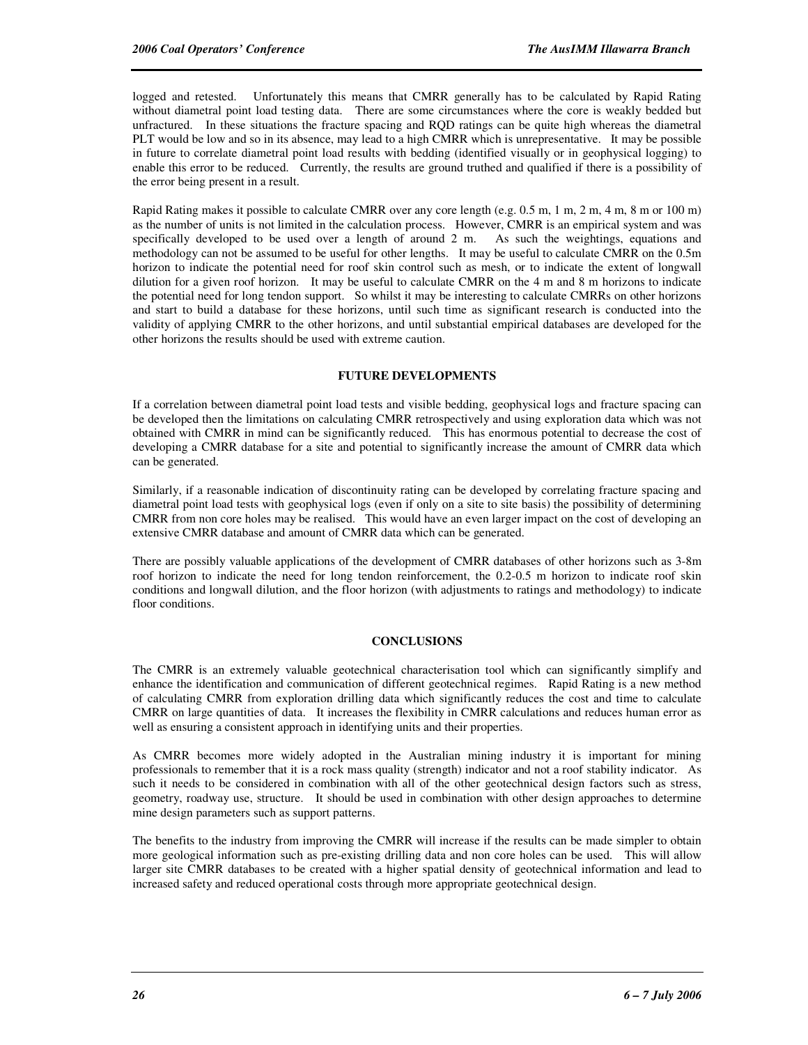logged and retested. Unfortunately this means that CMRR generally has to be calculated by Rapid Rating without diametral point load testing data. There are some circumstances where the core is weakly bedded but unfractured. In these situations the fracture spacing and RQD ratings can be quite high whereas the diametral PLT would be low and so in its absence, may lead to a high CMRR which is unrepresentative. It may be possible in future to correlate diametral point load results with bedding (identified visually or in geophysical logging) to enable this error to be reduced. Currently, the results are ground truthed and qualified if there is a possibility of the error being present in a result.

Rapid Rating makes it possible to calculate CMRR over any core length (e.g. 0.5 m, 1 m, 2 m, 4 m, 8 m or 100 m) as the number of units is not limited in the calculation process. However, CMRR is an empirical system and was specifically developed to be used over a length of around 2 m. As such the weightings, equations and methodology can not be assumed to be useful for other lengths. It may be useful to calculate CMRR on the 0.5m horizon to indicate the potential need for roof skin control such as mesh, or to indicate the extent of longwall dilution for a given roof horizon. It may be useful to calculate CMRR on the 4 m and 8 m horizons to indicate the potential need for long tendon support. So whilst it may be interesting to calculate CMRRs on other horizons and start to build a database for these horizons, until such time as significant research is conducted into the validity of applying CMRR to the other horizons, and until substantial empirical databases are developed for the other horizons the results should be used with extreme caution.

## FUTURE DEVELOPMENTS

If a correlation between diametral point load tests and visible bedding, geophysical logs and fracture spacing can be developed then the limitations on calculating CMRR retrospectively and using exploration data which was not obtained with CMRR in mind can be significantly reduced. This has enormous potential to decrease the cost of developing a CMRR database for a site and potential to significantly increase the amount of CMRR data which can be generated.

Similarly, if a reasonable indication of discontinuity rating can be developed by correlating fracture spacing and diametral point load tests with geophysical logs (even if only on a site to site basis) the possibility of determining CMRR from non core holes may be realised. This would have an even larger impact on the cost of developing an extensive CMRR database and amount of CMRR data which can be generated.

There are possibly valuable applications of the development of CMRR databases of other horizons such as 3-8m roof horizon to indicate the need for long tendon reinforcement, the 0.2-0.5 m horizon to indicate roof skin conditions and longwall dilution, and the floor horizon (with adjustments to ratings and methodology) to indicate floor conditions.

## CONCLUSIONS

The CMRR is an extremely valuable geotechnical characterisation tool which can significantly simplify and enhance the identification and communication of different geotechnical regimes. Rapid Rating is a new method of calculating CMRR from exploration drilling data which significantly reduces the cost and time to calculate CMRR on large quantities of data. It increases the flexibility in CMRR calculations and reduces human error as well as ensuring a consistent approach in identifying units and their properties.

As CMRR becomes more widely adopted in the Australian mining industry it is important for mining professionals to remember that it is a rock mass quality (strength) indicator and not a roof stability indicator. As such it needs to be considered in combination with all of the other geotechnical design factors such as stress, geometry, roadway use, structure. It should be used in combination with other design approaches to determine mine design parameters such as support patterns.

The benefits to the industry from improving the CMRR will increase if the results can be made simpler to obtain more geological information such as pre-existing drilling data and non core holes can be used. This will allow larger site CMRR databases to be created with a higher spatial density of geotechnical information and lead to increased safety and reduced operational costs through more appropriate geotechnical design.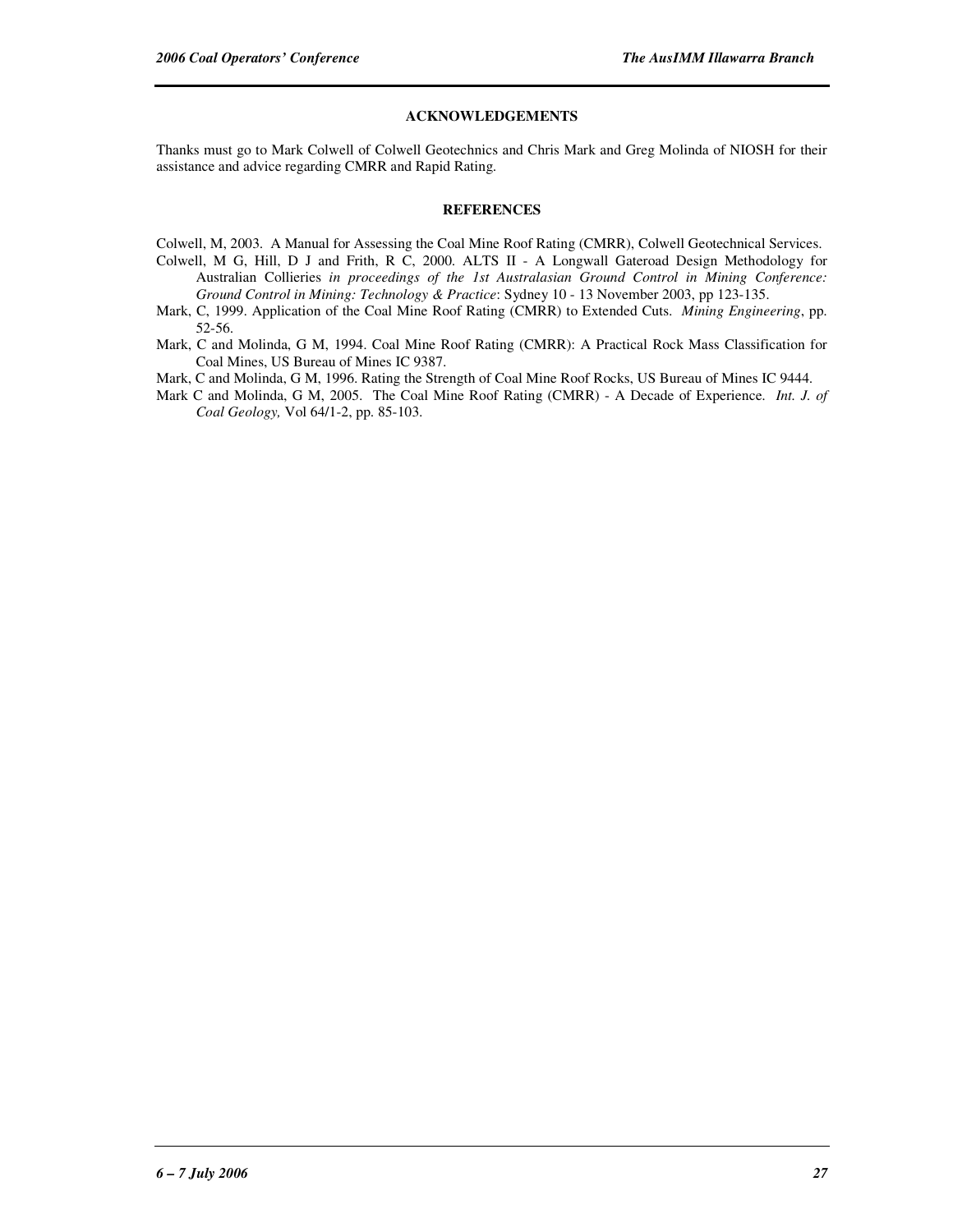## ACKNOWLEDGEMENTS

Thanks must go to Mark Colwell of Colwell Geotechnics and Chris Mark and Greg Molinda of NIOSH for their assistance and advice regarding CMRR and Rapid Rating.

## REFERENCES

Colwell, M, 2003. A Manual for Assessing the Coal Mine Roof Rating (CMRR), Colwell Geotechnical Services.

Colwell, M G, Hill, D J and Frith, R C, 2000. ALTS II - A Longwall Gateroad Design Methodology for Australian Collieries *in proceedings of the 1st Australasian Ground Control in Mining Conference: Ground Control in Mining: Technology & Practice*: Sydney 10 - 13 November 2003, pp 123-135.

Mark, C, 1999. Application of the Coal Mine Roof Rating (CMRR) to Extended Cuts. *Mining Engineering*, pp. 52-56.

Mark, C and Molinda, G M, 1994. Coal Mine Roof Rating (CMRR): A Practical Rock Mass Classification for Coal Mines, US Bureau of Mines IC 9387.

Mark, C and Molinda, G M, 1996. Rating the Strength of Coal Mine Roof Rocks, US Bureau of Mines IC 9444.

Mark C and Molinda, G M, 2005. The Coal Mine Roof Rating (CMRR) - A Decade of Experience. *Int. J. of Coal Geology,* Vol 64/1-2, pp. 85-103.